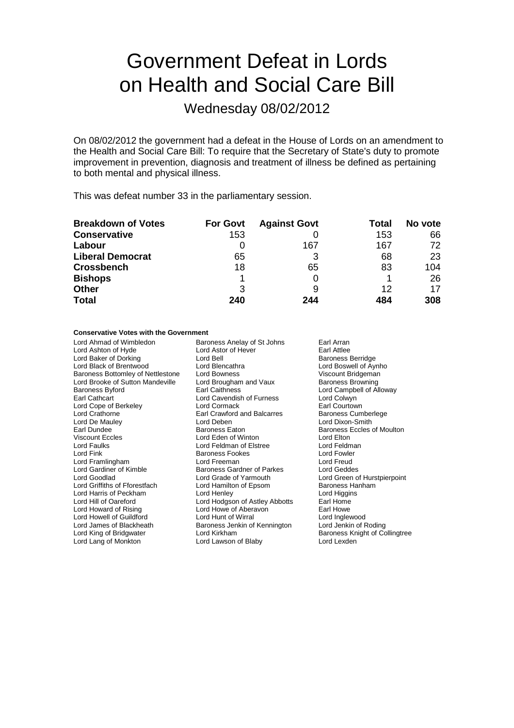# Government Defeat in Lords on Health and Social Care Bill

Wednesday 08/02/2012

On 08/02/2012 the government had a defeat in the House of Lords on an amendment to the Health and Social Care Bill: To require that the Secretary of State's duty to promote improvement in prevention, diagnosis and treatment of illness be defined as pertaining to both mental and physical illness.

This was defeat number 33 in the parliamentary session.

| Breakdown of Votes | For Govt | Against Govt | Total | No vote |
|---|---|---|---|---|
| **Conservative** | 153 | 0 | 153 | 66 |
| **Labour** | 0 | 167 | 167 | 72 |
| **Liberal Democrat** | 65 | 3 | 68 | 23 |
| **Crossbench** | 18 | 65 | 83 | 104 |
| **Bishops** | 1 | 0 | 1 | 26 |
| **Other** | 3 | 9 | 12 | 17 |
| **Total** | **240** | **244** | **484** | **308** |

**Conservative Votes with the Government**

Lord Ahmad of Wimbledon
Baroness Anelay of St Johns
Earl Arran
Lord Ashton of Hyde
Lord Astor of Hever
Earl Attlee
Lord Baker of Dorking
Lord Bell
Baroness Berridge
Lord Black of Brentwood
Lord Blencathra
Lord Boswell of Aynho
Baroness Bottomley of Nettlestone
Lord Bowness
Viscount Bridgeman
Lord Brooke of Sutton Mandeville
Lord Brougham and Vaux
Baroness Browning
Baroness Byford
Earl Caithness
Lord Campbell of Alloway
Earl Cathcart
Lord Cavendish of Furness
Lord Colwyn
Lord Cope of Berkeley
Lord Cormack
Earl Courtown
Lord Crathorne
Earl Crawford and Balcarres
Baroness Cumberlege
Lord De Mauley
Lord Deben
Lord Dixon-Smith
Earl Dundee
Baroness Eaton
Baroness Eccles of Moulton
Viscount Eccles
Lord Eden of Winton
Lord Elton
Lord Faulks
Lord Feldman of Elstree
Lord Feldman
Lord Fink
Baroness Fookes
Lord Fowler
Lord Framlingham
Lord Freeman
Lord Freud
Lord Gardiner of Kimble
Baroness Gardner of Parkes
Lord Geddes
Lord Goodlad
Lord Grade of Yarmouth
Lord Green of Hurstpierpoint
Lord Griffiths of Fforestfach
Lord Hamilton of Epsom
Baroness Hanham
Lord Harris of Peckham
Lord Henley
Lord Higgins
Lord Hill of Oareford
Lord Hodgson of Astley Abbotts
Earl Home
Lord Howard of Rising
Lord Howe of Aberavon
Earl Howe
Lord Howell of Guildford
Lord Hunt of Wirral
Lord Inglewood
Lord James of Blackheath
Baroness Jenkin of Kennington
Lord Jenkin of Roding
Lord King of Bridgwater
Lord Kirkham
Baroness Knight of Collingtree
Lord Lang of Monkton
Lord Lawson of Blaby
Lord Lexden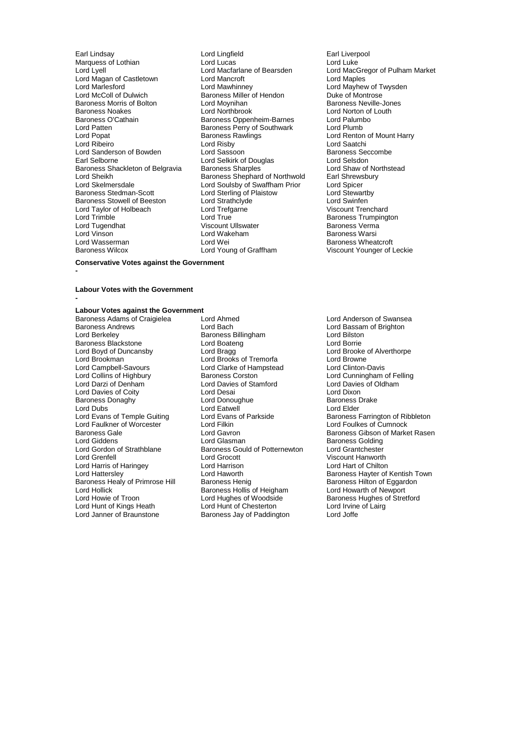Earl Lindsay
Lord Lingfield
Earl Liverpool
Marquess of Lothian
Lord Lucas
Lord Luke
Lord Lyell
Lord Macfarlane of Bearsden
Lord MacGregor of Pulham Market
Lord Magan of Castletown
Lord Mancroft
Lord Maples
Lord Marlesford
Lord Mawhinney
Lord Mayhew of Twysden
Lord McColl of Dulwich
Baroness Miller of Hendon
Duke of Montrose
Baroness Morris of Bolton
Lord Moynihan
Baroness Neville-Jones
Baroness Noakes
Lord Northbrook
Lord Norton of Louth
Baroness O'Cathain
Baroness Oppenheim-Barnes
Lord Palumbo
Lord Patten
Baroness Perry of Southwark
Lord Plumb
Lord Popat
Baroness Rawlings
Lord Renton of Mount Harry
Lord Ribeiro
Lord Risby
Lord Saatchi
Lord Sanderson of Bowden
Lord Sassoon
Baroness Seccombe
Earl Selborne
Lord Selkirk of Douglas
Lord Selsdon
Baroness Shackleton of Belgravia
Baroness Sharples
Lord Shaw of Northstead
Lord Sheikh
Baroness Shephard of Northwold
Earl Shrewsbury
Lord Skelmersdale
Lord Soulsby of Swaffham Prior
Lord Spicer
Baroness Stedman-Scott
Lord Sterling of Plaistow
Lord Stewartby
Baroness Stowell of Beeston
Lord Strathclyde
Lord Swinfen
Lord Taylor of Holbeach
Lord Trefgarne
Viscount Trenchard
Lord Trimble
Lord True
Baroness Trumpington
Lord Tugendhat
Viscount Ullswater
Baroness Verma
Lord Vinson
Lord Wakeham
Baroness Warsi
Lord Wasserman
Lord Wei
Baroness Wheatcroft
Baroness Wilcox
Lord Young of Graffham
Viscount Younger of Leckie

**Conservative Votes against the Government**

-

**Labour Votes with the Government**

-

**Labour Votes against the Government**

Baroness Adams of Craigielea
Lord Ahmed
Lord Anderson of Swansea
Baroness Andrews
Lord Bach
Lord Bassam of Brighton
Lord Berkeley
Baroness Billingham
Lord Bilston
Baroness Blackstone
Lord Boateng
Lord Borrie
Lord Boyd of Duncansby
Lord Bragg
Lord Brooke of Alverthorpe
Lord Brookman
Lord Brooks of Tremorfa
Lord Browne
Lord Campbell-Savours
Lord Clarke of Hampstead
Lord Clinton-Davis
Lord Collins of Highbury
Baroness Corston
Lord Cunningham of Felling
Lord Darzi of Denham
Lord Davies of Stamford
Lord Davies of Oldham
Lord Davies of Coity
Lord Desai
Lord Dixon
Baroness Donaghy
Lord Donoughue
Baroness Drake
Lord Dubs
Lord Eatwell
Lord Elder
Lord Evans of Temple Guiting
Lord Evans of Parkside
Baroness Farrington of Ribbleton
Lord Faulkner of Worcester
Lord Filkin
Lord Foulkes of Cumnock
Baroness Gale
Lord Gavron
Baroness Gibson of Market Rasen
Lord Giddens
Lord Glasman
Baroness Golding
Lord Gordon of Strathblane
Baroness Gould of Potternewton
Lord Grantchester
Lord Grenfell
Lord Grocott
Viscount Hanworth
Lord Harris of Haringey
Lord Harrison
Lord Hart of Chilton
Lord Hattersley
Lord Haworth
Baroness Hayter of Kentish Town
Baroness Healy of Primrose Hill
Baroness Henig
Baroness Hilton of Eggardon
Lord Hollick
Baroness Hollis of Heigham
Lord Howarth of Newport
Lord Howie of Troon
Lord Hughes of Woodside
Baroness Hughes of Stretford
Lord Hunt of Kings Heath
Lord Hunt of Chesterton
Lord Irvine of Lairg
Lord Janner of Braunstone
Baroness Jay of Paddington
Lord Joffe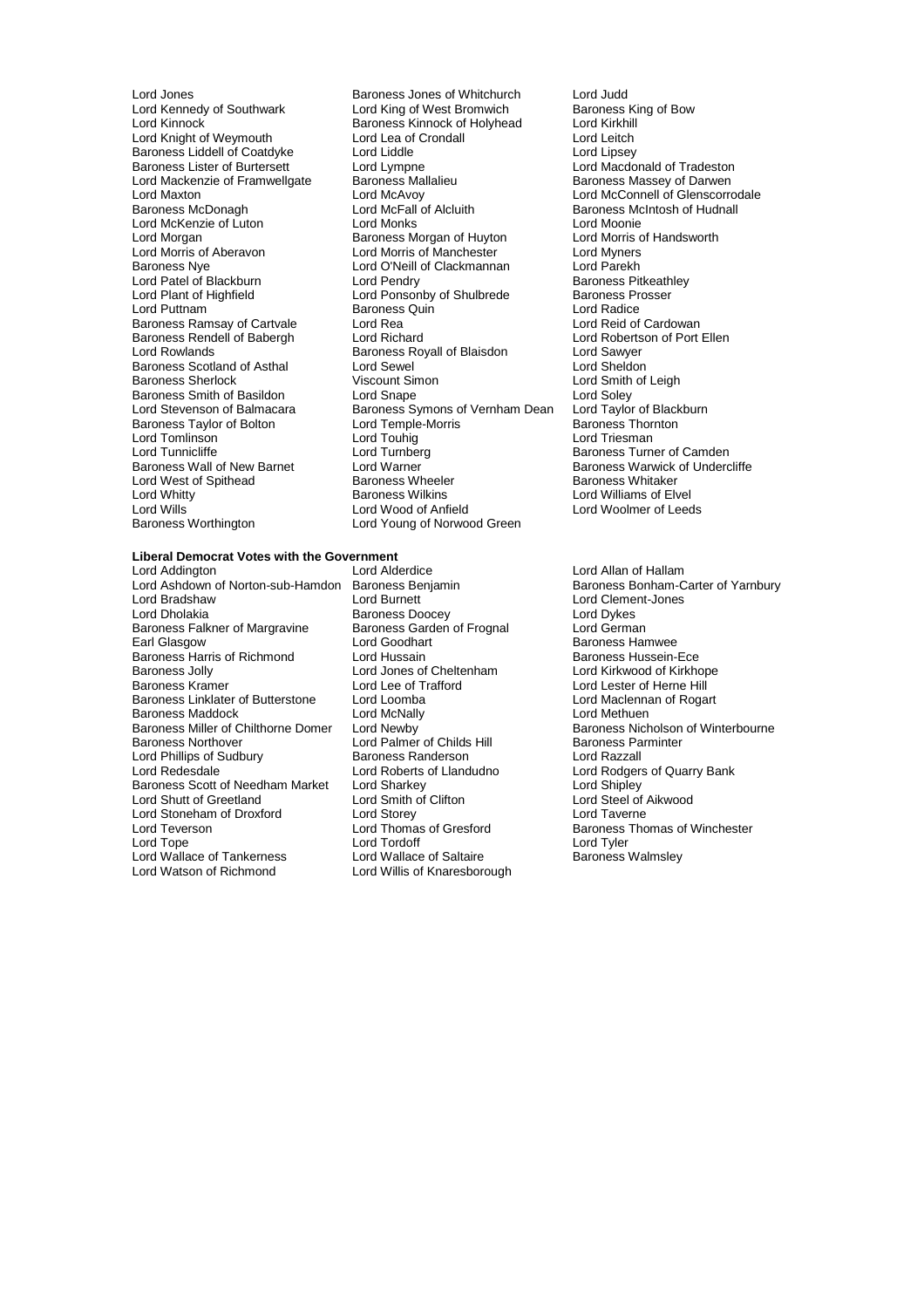Lord Jones
Lord Kennedy of Southwark
Lord Kinnock
Lord Knight of Weymouth
Baroness Liddell of Coatdyke
Baroness Lister of Burtersett
Lord Mackenzie of Framwellgate
Lord Maxton
Baroness McDonagh
Lord McKenzie of Luton
Lord Morgan
Lord Morris of Aberavon
Baroness Nye
Lord Patel of Blackburn
Lord Plant of Highfield
Lord Puttnam
Baroness Ramsay of Cartvale
Baroness Rendell of Babergh
Lord Rowlands
Baroness Scotland of Asthal
Baroness Sherlock
Baroness Smith of Basildon
Lord Stevenson of Balmacara
Baroness Taylor of Bolton
Lord Tomlinson
Lord Tunnicliffe
Baroness Wall of New Barnet
Lord West of Spithead
Lord Whitty
Lord Wills
Baroness Worthington
Baroness Jones of Whitchurch
Lord King of West Bromwich
Baroness Kinnock of Holyhead
Lord Lea of Crondall
Lord Liddle
Lord Lympne
Baroness Mallalieu
Lord McAvoy
Lord McFall of Alcluith
Lord Monks
Baroness Morgan of Huyton
Lord Morris of Manchester
Lord O'Neill of Clackmannan
Lord Pendry
Lord Ponsonby of Shulbrede
Baroness Quin
Lord Rea
Lord Richard
Baroness Royall of Blaisdon
Lord Sewel
Viscount Simon
Lord Snape
Baroness Symons of Vernham Dean
Lord Temple-Morris
Lord Touhig
Lord Turnberg
Lord Warner
Baroness Wheeler
Baroness Wilkins
Lord Wood of Anfield
Lord Young of Norwood Green
Lord Judd
Baroness King of Bow
Lord Kirkhill
Lord Leitch
Lord Lipsey
Lord Macdonald of Tradeston
Baroness Massey of Darwen
Lord McConnell of Glenscorrodale
Baroness McIntosh of Hudnall
Lord Moonie
Lord Morris of Handsworth
Lord Myners
Lord Parekh
Baroness Pitkeathley
Baroness Prosser
Lord Radice
Lord Reid of Cardowan
Lord Robertson of Port Ellen
Lord Sawyer
Lord Sheldon
Lord Smith of Leigh
Lord Soley
Lord Taylor of Blackburn
Baroness Thornton
Lord Triesman
Baroness Turner of Camden
Baroness Warwick of Undercliffe
Baroness Whitaker
Lord Williams of Elvel
Lord Woolmer of Leeds

**Liberal Democrat Votes with the Government**

Lord Addington
Lord Ashdown of Norton-sub-Hamdon
Lord Bradshaw
Lord Dholakia
Baroness Falkner of Margravine
Earl Glasgow
Baroness Harris of Richmond
Baroness Jolly
Baroness Kramer
Baroness Linklater of Butterstone
Baroness Maddock
Baroness Miller of Chilthorne Domer
Baroness Northover
Lord Phillips of Sudbury
Lord Redesdale
Baroness Scott of Needham Market
Lord Shutt of Greetland
Lord Stoneham of Droxford
Lord Teverson
Lord Tope
Lord Wallace of Tankerness
Lord Watson of Richmond
Lord Alderdice
Baroness Benjamin
Lord Burnett
Baroness Doocey
Baroness Garden of Frognal
Lord Goodhart
Lord Hussain
Lord Jones of Cheltenham
Lord Lee of Trafford
Lord Loomba
Lord McNally
Lord Newby
Lord Palmer of Childs Hill
Baroness Randerson
Lord Roberts of Llandudno
Lord Sharkey
Lord Smith of Clifton
Lord Storey
Lord Thomas of Gresford
Lord Tordoff
Lord Wallace of Saltaire
Lord Willis of Knaresborough
Lord Allan of Hallam
Baroness Bonham-Carter of Yarnbury
Lord Clement-Jones
Lord Dykes
Lord German
Baroness Hamwee
Baroness Hussein-Ece
Lord Kirkwood of Kirkhope
Lord Lester of Herne Hill
Lord Maclennan of Rogart
Lord Methuen
Baroness Nicholson of Winterbourne
Baroness Parminter
Lord Razzall
Lord Rodgers of Quarry Bank
Lord Shipley
Lord Steel of Aikwood
Lord Taverne
Baroness Thomas of Winchester
Lord Tyler
Baroness Walmsley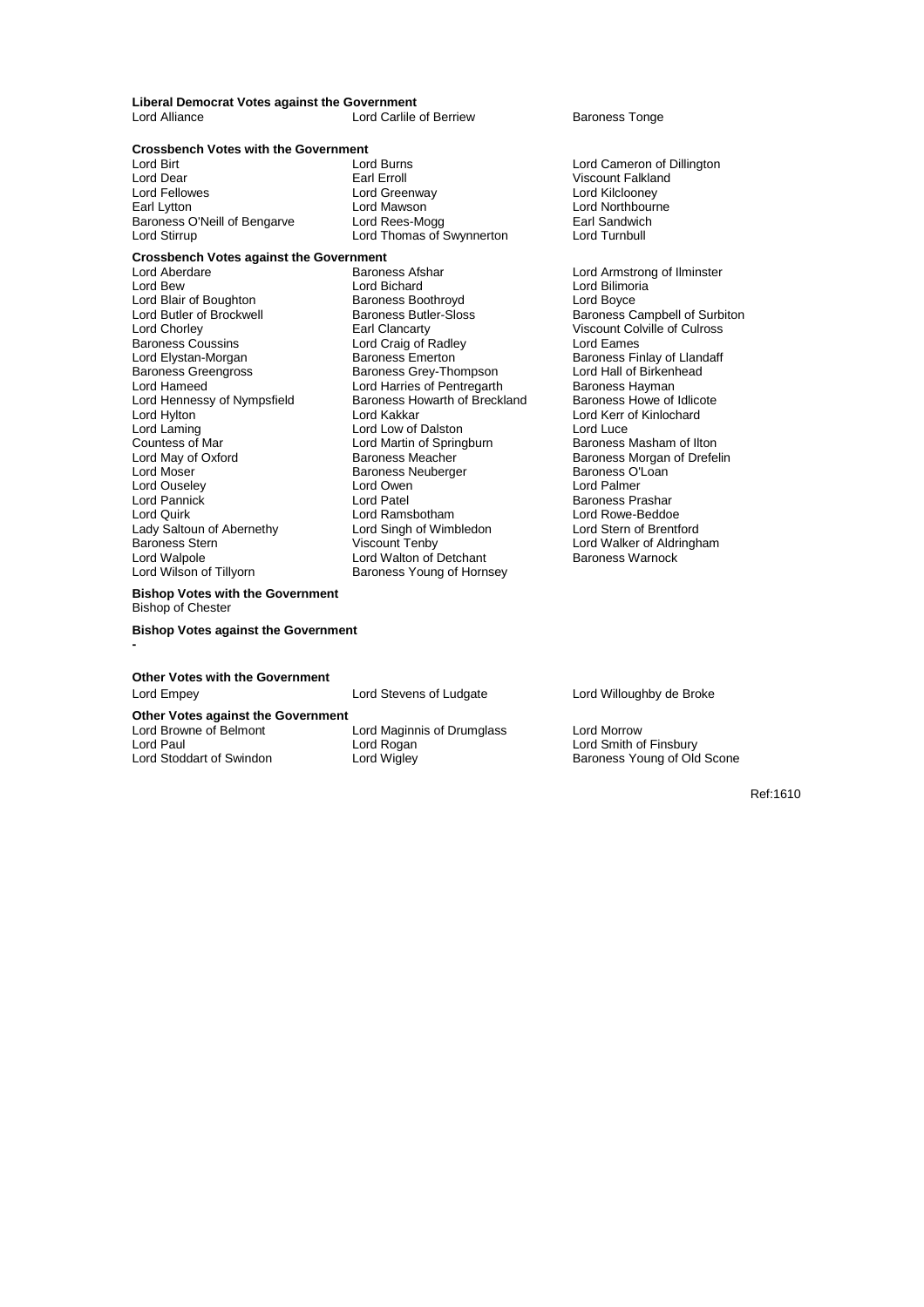**Liberal Democrat Votes against the Government**

Lord Alliance
Lord Carlile of Berriew
Baroness Tonge

**Crossbench Votes with the Government**

Lord Birt
Lord Burns
Lord Cameron of Dillington
Lord Dear
Earl Erroll
Viscount Falkland
Lord Fellowes
Lord Greenway
Lord Kilclooney
Earl Lytton
Lord Mawson
Lord Northbourne
Baroness O'Neill of Bengarve
Lord Rees-Mogg
Earl Sandwich
Lord Stirrup
Lord Thomas of Swynnerton
Lord Turnbull

**Crossbench Votes against the Government**

Lord Aberdare
Baroness Afshar
Lord Armstrong of Ilminster
Lord Bew
Lord Bichard
Lord Bilimoria
Lord Blair of Boughton
Baroness Boothroyd
Lord Boyce
Lord Butler of Brockwell
Baroness Butler-Sloss
Baroness Campbell of Surbiton
Lord Chorley
Earl Clancarty
Viscount Colville of Culross
Baroness Coussins
Lord Craig of Radley
Lord Eames
Lord Elystan-Morgan
Baroness Emerton
Baroness Finlay of Llandaff
Baroness Greengross
Baroness Grey-Thompson
Lord Hall of Birkenhead
Lord Hameed
Lord Harries of Pentregarth
Baroness Hayman
Lord Hennessy of Nympsfield
Baroness Howarth of Breckland
Baroness Howe of Idlicote
Lord Hylton
Lord Kakkar
Lord Kerr of Kinlochard
Lord Laming
Lord Low of Dalston
Lord Luce
Countess of Mar
Lord Martin of Springburn
Baroness Masham of Ilton
Lord May of Oxford
Baroness Meacher
Baroness Morgan of Drefelin
Lord Moser
Baroness Neuberger
Baroness O'Loan
Lord Ouseley
Lord Owen
Lord Palmer
Lord Pannick
Lord Patel
Baroness Prashar
Lord Quirk
Lord Ramsbotham
Lord Rowe-Beddoe
Lady Saltoun of Abernethy
Lord Singh of Wimbledon
Lord Stern of Brentford
Baroness Stern
Viscount Tenby
Lord Walker of Aldringham
Lord Walpole
Lord Walton of Detchant
Baroness Warnock
Lord Wilson of Tillyorn
Baroness Young of Hornsey

**Bishop Votes with the Government**

Bishop of Chester

**Bishop Votes against the Government**

-

**Other Votes with the Government**

Lord Empey
Lord Stevens of Ludgate
Lord Willoughby de Broke

**Other Votes against the Government**

Lord Browne of Belmont
Lord Maginnis of Drumglass
Lord Morrow
Lord Paul
Lord Rogan
Lord Smith of Finsbury
Lord Stoddart of Swindon
Lord Wigley
Baroness Young of Old Scone

Ref:1610